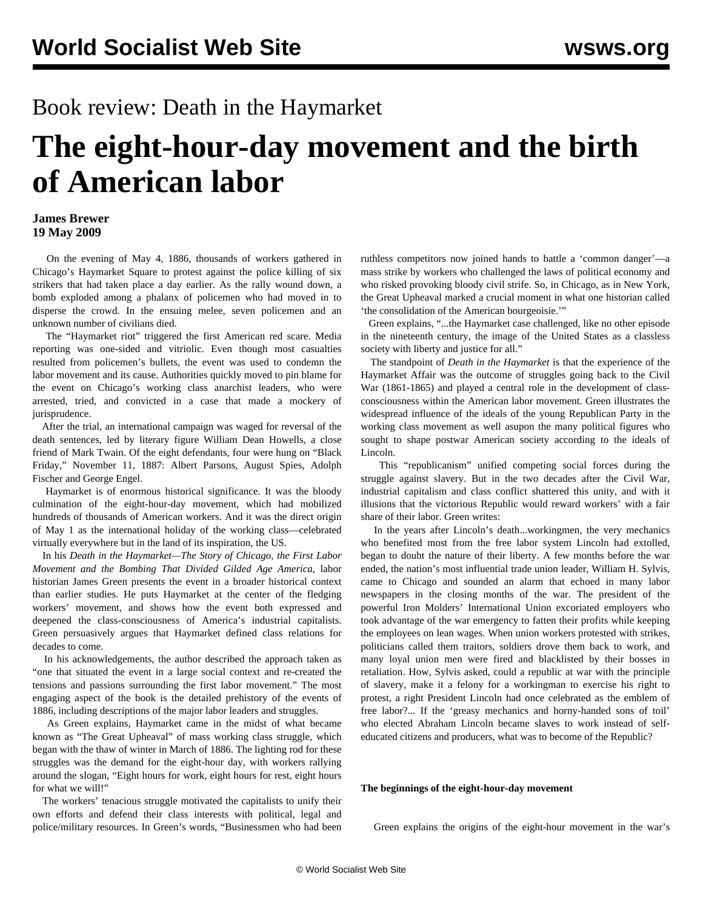# Book review: Death in the Haymarket

# The eight-hour-day movement and the birth of American labor

**James Brewer**
**19 May 2009**

On the evening of May 4, 1886, thousands of workers gathered in Chicago's Haymarket Square to protest against the police killing of six strikers that had taken place a day earlier. As the rally wound down, a bomb exploded among a phalanx of policemen who had moved in to disperse the crowd. In the ensuing melee, seven policemen and an unknown number of civilians died.

The "Haymarket riot" triggered the first American red scare. Media reporting was one-sided and vitriolic. Even though most casualties resulted from policemen's bullets, the event was used to condemn the labor movement and its cause. Authorities quickly moved to pin blame for the event on Chicago's working class anarchist leaders, who were arrested, tried, and convicted in a case that made a mockery of jurisprudence.

After the trial, an international campaign was waged for reversal of the death sentences, led by literary figure William Dean Howells, a close friend of Mark Twain. Of the eight defendants, four were hung on "Black Friday," November 11, 1887: Albert Parsons, August Spies, Adolph Fischer and George Engel.

Haymarket is of enormous historical significance. It was the bloody culmination of the eight-hour-day movement, which had mobilized hundreds of thousands of American workers. And it was the direct origin of May 1 as the international holiday of the working class—celebrated virtually everywhere but in the land of its inspiration, the US.

In his *Death in the Haymarket—The Story of Chicago, the First Labor Movement and the Bombing That Divided Gilded Age America*, labor historian James Green presents the event in a broader historical context than earlier studies. He puts Haymarket at the center of the fledging workers' movement, and shows how the event both expressed and deepened the class-consciousness of America's industrial capitalists. Green persuasively argues that Haymarket defined class relations for decades to come.

In his acknowledgements, the author described the approach taken as "one that situated the event in a large social context and re-created the tensions and passions surrounding the first labor movement." The most engaging aspect of the book is the detailed prehistory of the events of 1886, including descriptions of the major labor leaders and struggles.

As Green explains, Haymarket came in the midst of what became known as "The Great Upheaval" of mass working class struggle, which began with the thaw of winter in March of 1886. The lighting rod for these struggles was the demand for the eight-hour day, with workers rallying around the slogan, "Eight hours for work, eight hours for rest, eight hours for what we will!"

The workers' tenacious struggle motivated the capitalists to unify their own efforts and defend their class interests with political, legal and police/military resources. In Green's words, "Businessmen who had been ruthless competitors now joined hands to battle a 'common danger'—a mass strike by workers who challenged the laws of political economy and who risked provoking bloody civil strife. So, in Chicago, as in New York, the Great Upheaval marked a crucial moment in what one historian called 'the consolidation of the American bourgeoisie.'"

Green explains, "...the Haymarket case challenged, like no other episode in the nineteenth century, the image of the United States as a classless society with liberty and justice for all."

The standpoint of *Death in the Haymarket* is that the experience of the Haymarket Affair was the outcome of struggles going back to the Civil War (1861-1865) and played a central role in the development of class-consciousness within the American labor movement. Green illustrates the widespread influence of the ideals of the young Republican Party in the working class movement as well asupon the many political figures who sought to shape postwar American society according to the ideals of Lincoln.

This "republicanism" unified competing social forces during the struggle against slavery. But in the two decades after the Civil War, industrial capitalism and class conflict shattered this unity, and with it illusions that the victorious Republic would reward workers' with a fair share of their labor. Green writes:

In the years after Lincoln's death...workingmen, the very mechanics who benefited most from the free labor system Lincoln had extolled, began to doubt the nature of their liberty. A few months before the war ended, the nation's most influential trade union leader, William H. Sylvis, came to Chicago and sounded an alarm that echoed in many labor newspapers in the closing months of the war. The president of the powerful Iron Molders' International Union excoriated employers who took advantage of the war emergency to fatten their profits while keeping the employees on lean wages. When union workers protested with strikes, politicians called them traitors, soldiers drove them back to work, and many loyal union men were fired and blacklisted by their bosses in retaliation. How, Sylvis asked, could a republic at war with the principle of slavery, make it a felony for a workingman to exercise his right to protest, a right President Lincoln had once celebrated as the emblem of free labor?... If the 'greasy mechanics and horny-handed sons of toil' who elected Abraham Lincoln became slaves to work instead of self-educated citizens and producers, what was to become of the Republic?

**The beginnings of the eight-hour-day movement**

Green explains the origins of the eight-hour movement in the war's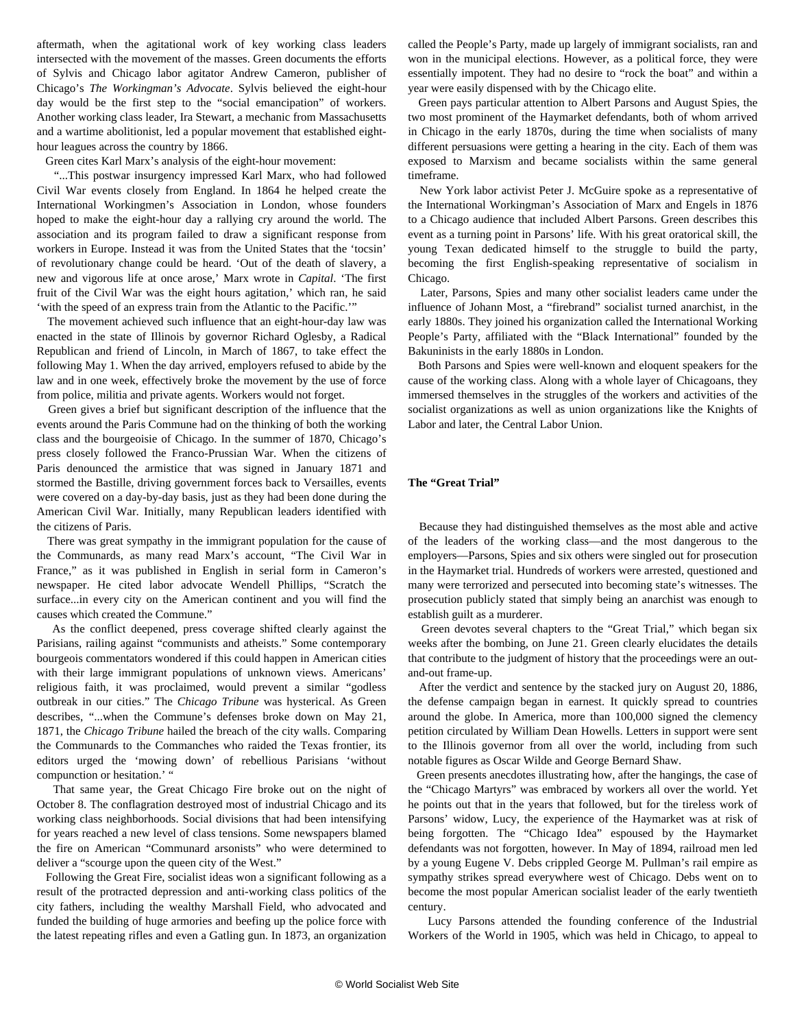aftermath, when the agitational work of key working class leaders intersected with the movement of the masses. Green documents the efforts of Sylvis and Chicago labor agitator Andrew Cameron, publisher of Chicago's *The Workingman's Advocate*. Sylvis believed the eight-hour day would be the first step to the "social emancipation" of workers. Another working class leader, Ira Stewart, a mechanic from Massachusetts and a wartime abolitionist, led a popular movement that established eight-hour leagues across the country by 1866.

Green cites Karl Marx's analysis of the eight-hour movement:

"...This postwar insurgency impressed Karl Marx, who had followed Civil War events closely from England. In 1864 he helped create the International Workingmen's Association in London, whose founders hoped to make the eight-hour day a rallying cry around the world. The association and its program failed to draw a significant response from workers in Europe. Instead it was from the United States that the 'tocsin' of revolutionary change could be heard. 'Out of the death of slavery, a new and vigorous life at once arose,' Marx wrote in *Capital*. 'The first fruit of the Civil War was the eight hours agitation,' which ran, he said 'with the speed of an express train from the Atlantic to the Pacific.'"

The movement achieved such influence that an eight-hour-day law was enacted in the state of Illinois by governor Richard Oglesby, a Radical Republican and friend of Lincoln, in March of 1867, to take effect the following May 1. When the day arrived, employers refused to abide by the law and in one week, effectively broke the movement by the use of force from police, militia and private agents. Workers would not forget.

Green gives a brief but significant description of the influence that the events around the Paris Commune had on the thinking of both the working class and the bourgeoisie of Chicago. In the summer of 1870, Chicago's press closely followed the Franco-Prussian War. When the citizens of Paris denounced the armistice that was signed in January 1871 and stormed the Bastille, driving government forces back to Versailles, events were covered on a day-by-day basis, just as they had been done during the American Civil War. Initially, many Republican leaders identified with the citizens of Paris.

There was great sympathy in the immigrant population for the cause of the Communards, as many read Marx's account, "The Civil War in France," as it was published in English in serial form in Cameron's newspaper. He cited labor advocate Wendell Phillips, "Scratch the surface...in every city on the American continent and you will find the causes which created the Commune."

As the conflict deepened, press coverage shifted clearly against the Parisians, railing against "communists and atheists." Some contemporary bourgeois commentators wondered if this could happen in American cities with their large immigrant populations of unknown views. Americans' religious faith, it was proclaimed, would prevent a similar "godless outbreak in our cities." The *Chicago Tribune* was hysterical. As Green describes, "...when the Commune's defenses broke down on May 21, 1871, the *Chicago Tribune* hailed the breach of the city walls. Comparing the Communards to the Commanches who raided the Texas frontier, its editors urged the 'mowing down' of rebellious Parisians 'without compunction or hesitation.' "

That same year, the Great Chicago Fire broke out on the night of October 8. The conflagration destroyed most of industrial Chicago and its working class neighborhoods. Social divisions that had been intensifying for years reached a new level of class tensions. Some newspapers blamed the fire on American "Communard arsonists" who were determined to deliver a "scourge upon the queen city of the West."

Following the Great Fire, socialist ideas won a significant following as a result of the protracted depression and anti-working class politics of the city fathers, including the wealthy Marshall Field, who advocated and funded the building of huge armories and beefing up the police force with the latest repeating rifles and even a Gatling gun. In 1873, an organization called the People's Party, made up largely of immigrant socialists, ran and won in the municipal elections. However, as a political force, they were essentially impotent. They had no desire to "rock the boat" and within a year were easily dispensed with by the Chicago elite.

Green pays particular attention to Albert Parsons and August Spies, the two most prominent of the Haymarket defendants, both of whom arrived in Chicago in the early 1870s, during the time when socialists of many different persuasions were getting a hearing in the city. Each of them was exposed to Marxism and became socialists within the same general timeframe.

New York labor activist Peter J. McGuire spoke as a representative of the International Workingman's Association of Marx and Engels in 1876 to a Chicago audience that included Albert Parsons. Green describes this event as a turning point in Parsons' life. With his great oratorical skill, the young Texan dedicated himself to the struggle to build the party, becoming the first English-speaking representative of socialism in Chicago.

Later, Parsons, Spies and many other socialist leaders came under the influence of Johann Most, a "firebrand" socialist turned anarchist, in the early 1880s. They joined his organization called the International Working People's Party, affiliated with the "Black International" founded by the Bakuninists in the early 1880s in London.

Both Parsons and Spies were well-known and eloquent speakers for the cause of the working class. Along with a whole layer of Chicagoans, they immersed themselves in the struggles of the workers and activities of the socialist organizations as well as union organizations like the Knights of Labor and later, the Central Labor Union.

**The "Great Trial"**

Because they had distinguished themselves as the most able and active of the leaders of the working class—and the most dangerous to the employers—Parsons, Spies and six others were singled out for prosecution in the Haymarket trial. Hundreds of workers were arrested, questioned and many were terrorized and persecuted into becoming state's witnesses. The prosecution publicly stated that simply being an anarchist was enough to establish guilt as a murderer.

Green devotes several chapters to the "Great Trial," which began six weeks after the bombing, on June 21. Green clearly elucidates the details that contribute to the judgment of history that the proceedings were an out-and-out frame-up.

After the verdict and sentence by the stacked jury on August 20, 1886, the defense campaign began in earnest. It quickly spread to countries around the globe. In America, more than 100,000 signed the clemency petition circulated by William Dean Howells. Letters in support were sent to the Illinois governor from all over the world, including from such notable figures as Oscar Wilde and George Bernard Shaw.

Green presents anecdotes illustrating how, after the hangings, the case of the "Chicago Martyrs" was embraced by workers all over the world. Yet he points out that in the years that followed, but for the tireless work of Parsons' widow, Lucy, the experience of the Haymarket was at risk of being forgotten. The "Chicago Idea" espoused by the Haymarket defendants was not forgotten, however. In May of 1894, railroad men led by a young Eugene V. Debs crippled George M. Pullman's rail empire as sympathy strikes spread everywhere west of Chicago. Debs went on to become the most popular American socialist leader of the early twentieth century.

Lucy Parsons attended the founding conference of the Industrial Workers of the World in 1905, which was held in Chicago, to appeal to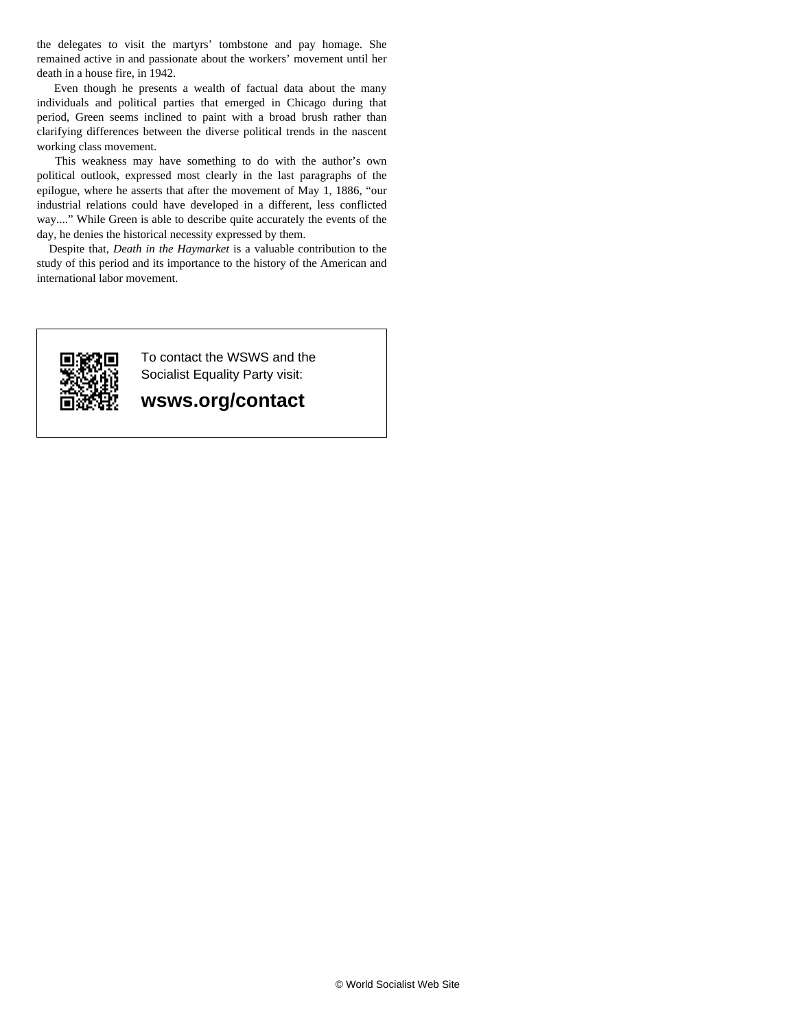the delegates to visit the martyrs' tombstone and pay homage. She remained active in and passionate about the workers' movement until her death in a house fire, in 1942.

Even though he presents a wealth of factual data about the many individuals and political parties that emerged in Chicago during that period, Green seems inclined to paint with a broad brush rather than clarifying differences between the diverse political trends in the nascent working class movement.

This weakness may have something to do with the author's own political outlook, expressed most clearly in the last paragraphs of the epilogue, where he asserts that after the movement of May 1, 1886, "our industrial relations could have developed in a different, less conflicted way...." While Green is able to describe quite accurately the events of the day, he denies the historical necessity expressed by them.

Despite that, *Death in the Haymarket* is a valuable contribution to the study of this period and its importance to the history of the American and international labor movement.

To contact the WSWS and the Socialist Equality Party visit:

**wsws.org/contact**